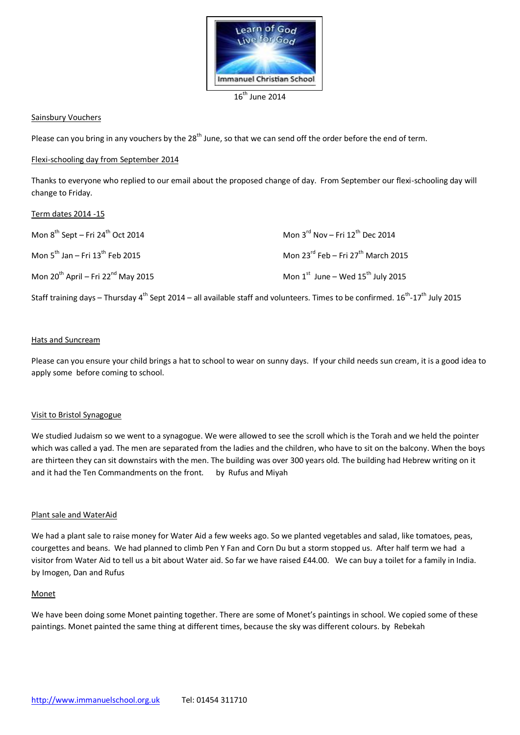Learn of God
Live for God

Immanuel Christian School

16th June 2014

## Sainsbury Vouchers

Please can you bring in any vouchers by the 28th June, so that we can send off the order before the end of term.

## Flexi-schooling day from September 2014

Thanks to everyone who replied to our email about the proposed change of day. From September our flexi-schooling day will change to Friday.

## Term dates 2014 -15

Mon 8th Sept – Fri 24th Oct 2014

Mon 3rd Nov – Fri 12th Dec 2014

Mon 5th Jan – Fri 13th Feb 2015

Mon 23rd Feb – Fri 27th March 2015

Mon 20th April – Fri 22nd May 2015

Mon 1st June – Wed 15th July 2015

Staff training days – Thursday 4th Sept 2014 – all available staff and volunteers. Times to be confirmed. 16th-17th July 2015

## Hats and Suncream

Please can you ensure your child brings a hat to school to wear on sunny days. If your child needs sun cream, it is a good idea to apply some before coming to school.

## Visit to Bristol Synagogue

We studied Judaism so we went to a synagogue. We were allowed to see the scroll which is the Torah and we held the pointer which was called a yad. The men are separated from the ladies and the children, who have to sit on the balcony. When the boys are thirteen they can sit downstairs with the men. The building was over 300 years old. The building had Hebrew writing on it and it had the Ten Commandments on the front. by Rufus and Miyah

## Plant sale and WaterAid

We had a plant sale to raise money for Water Aid a few weeks ago. So we planted vegetables and salad, like tomatoes, peas, courgettes and beans. We had planned to climb Pen Y Fan and Corn Du but a storm stopped us. After half term we had a visitor from Water Aid to tell us a bit about Water aid. So far we have raised £44.00. We can buy a toilet for a family in India. by Imogen, Dan and Rufus

## Monet

We have been doing some Monet painting together. There are some of Monet's paintings in school. We copied some of these paintings. Monet painted the same thing at different times, because the sky was different colours. by Rebekah

http://www.immanuelschool.org.uk Tel: 01454 311710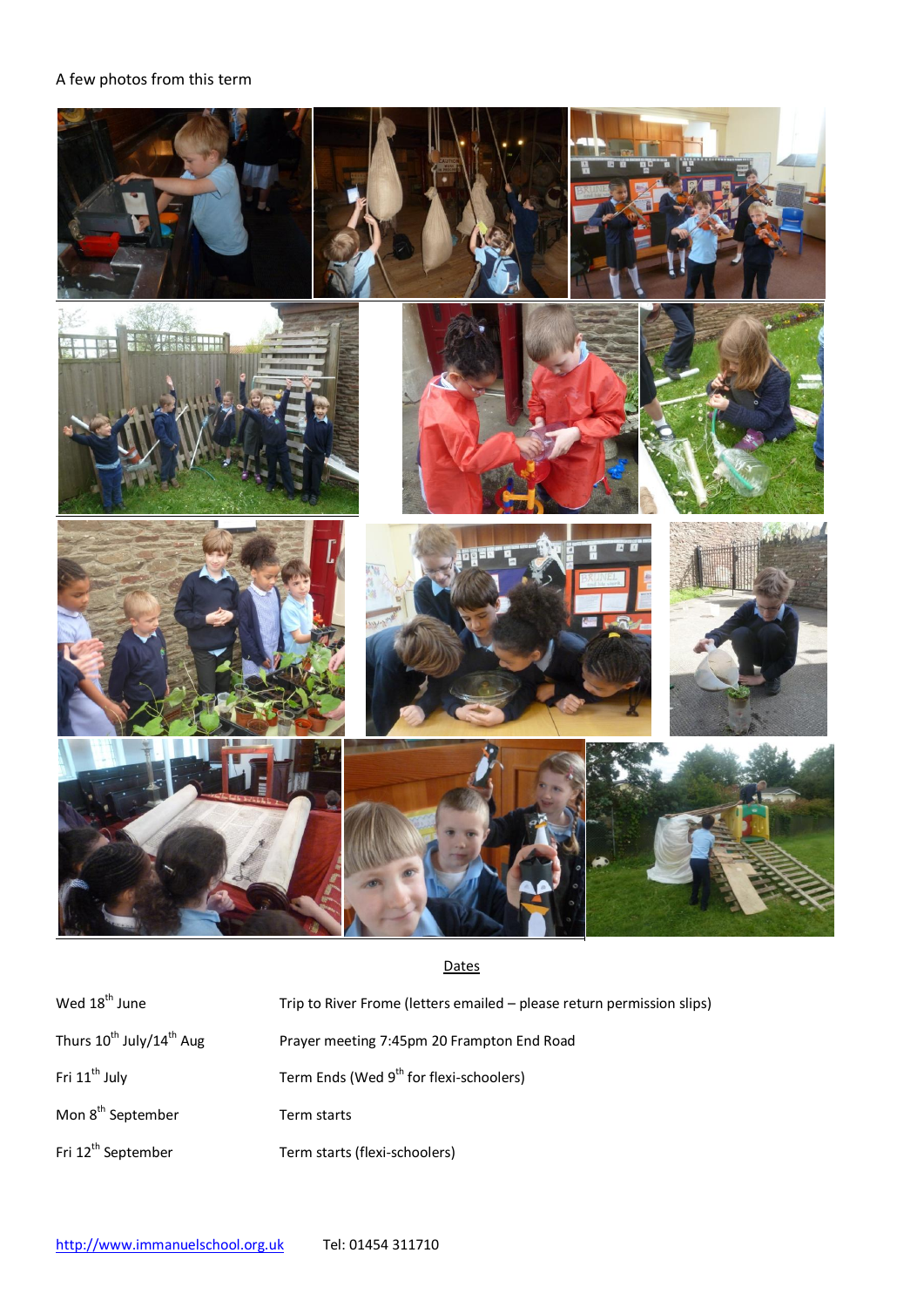A few photos from this term

Dates

| | |
|---|---|
| Wed 18th June | Trip to River Frome (letters emailed – please return permission slips) |
| Thurs 10th July/14th Aug | Prayer meeting 7:45pm 20 Frampton End Road |
| Fri 11th July | Term Ends (Wed 9th for flexi-schoolers) |
| Mon 8th September | Term starts |
| Fri 12th September | Term starts (flexi-schoolers) |

http://www.immanuelschool.org.uk Tel: 01454 311710